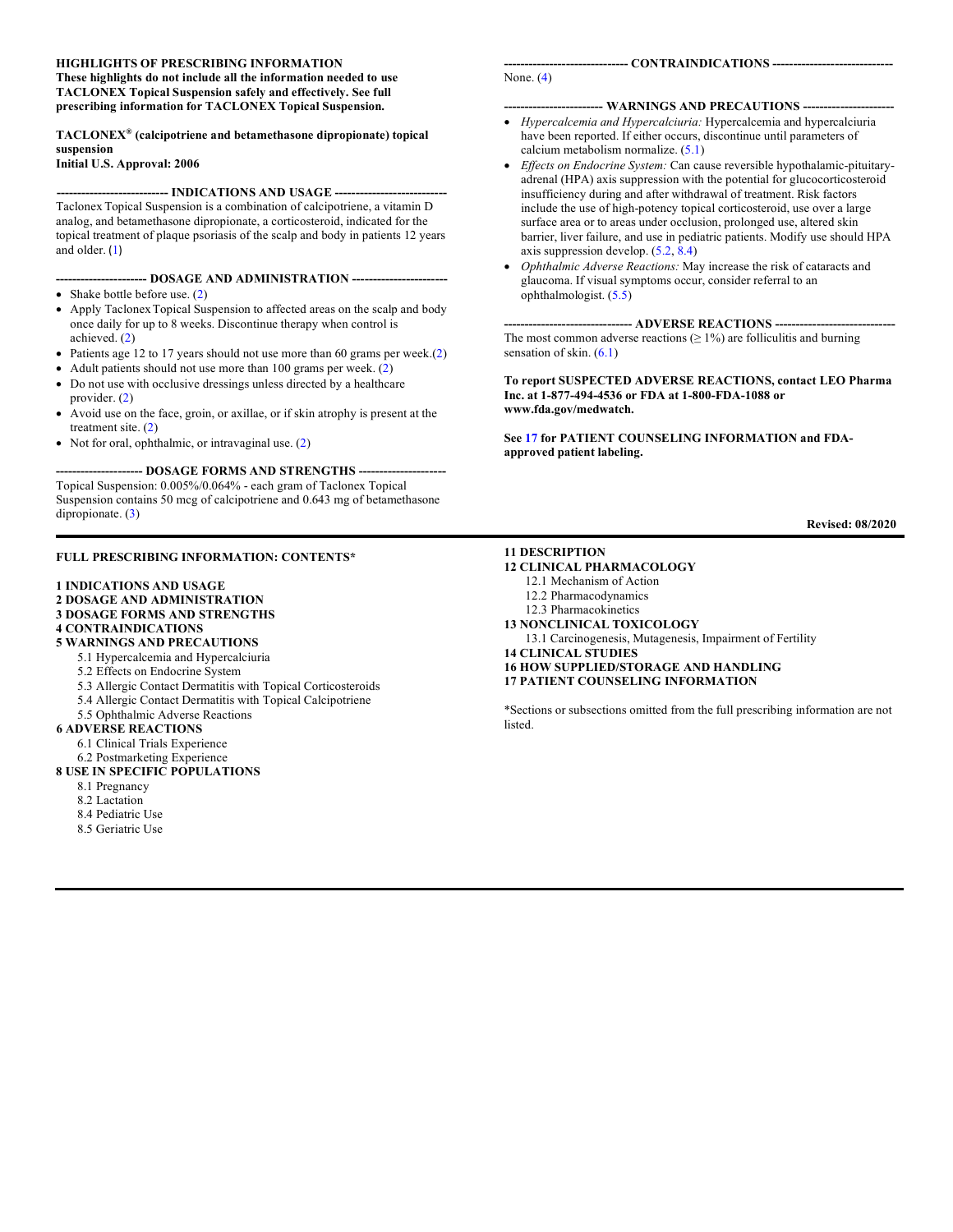**HIGHLIGHTS OF PRESCRIBING INFORMATION**
**These highlights do not include all the information needed to use TACLONEX Topical Suspension safely and effectively. See full prescribing information for TACLONEX Topical Suspension.**

**TACLONEX® (calcipotriene and betamethasone dipropionate) topical suspension**
**Initial U.S. Approval: 2006**

**--------------------------- INDICATIONS AND USAGE ---------------------------**
Taclonex Topical Suspension is a combination of calcipotriene, a vitamin D analog, and betamethasone dipropionate, a corticosteroid, indicated for the topical treatment of plaque psoriasis of the scalp and body in patients 12 years and older. (1)

**---------------------- DOSAGE AND ADMINISTRATION -----------------------**
- Shake bottle before use. (2)
- Apply Taclonex Topical Suspension to affected areas on the scalp and body once daily for up to 8 weeks. Discontinue therapy when control is achieved. (2)
- Patients age 12 to 17 years should not use more than 60 grams per week.(2)
- Adult patients should not use more than 100 grams per week. (2)
- Do not use with occlusive dressings unless directed by a healthcare provider. (2)
- Avoid use on the face, groin, or axillae, or if skin atrophy is present at the treatment site. (2)
- Not for oral, ophthalmic, or intravaginal use. (2)

**--------------------- DOSAGE FORMS AND STRENGTHS ---------------------**
Topical Suspension: 0.005%/0.064% - each gram of Taclonex Topical Suspension contains 50 mcg of calcipotriene and 0.643 mg of betamethasone dipropionate. (3)

**------------------------------ CONTRAINDICATIONS ----------------------------**
None. (4)

**------------------------ WARNINGS AND PRECAUTIONS ----------------------**
- *Hypercalcemia and Hypercalciuria:* Hypercalcemia and hypercalciuria have been reported. If either occurs, discontinue until parameters of calcium metabolism normalize. (5.1)
- *Effects on Endocrine System:* Can cause reversible hypothalamic-pituitary-adrenal (HPA) axis suppression with the potential for glucocorticosteroid insufficiency during and after withdrawal of treatment. Risk factors include the use of high-potency topical corticosteroid, use over a large surface area or to areas under occlusion, prolonged use, altered skin barrier, liver failure, and use in pediatric patients. Modify use should HPA axis suppression develop. (5.2, 8.4)
- *Ophthalmic Adverse Reactions:* May increase the risk of cataracts and glaucoma. If visual symptoms occur, consider referral to an ophthalmologist. (5.5)

**------------------------------- ADVERSE REACTIONS -----------------------------**
The most common adverse reactions (≥ 1%) are folliculitis and burning sensation of skin. (6.1)

**To report SUSPECTED ADVERSE REACTIONS, contact LEO Pharma Inc. at 1-877-494-4536 or FDA at 1-800-FDA-1088 or www.fda.gov/medwatch.**

**See 17 for PATIENT COUNSELING INFORMATION and FDA-approved patient labeling.**

**Revised: 08/2020**

**FULL PRESCRIBING INFORMATION: CONTENTS***

**1 INDICATIONS AND USAGE**
**2 DOSAGE AND ADMINISTRATION**
**3 DOSAGE FORMS AND STRENGTHS**
**4 CONTRAINDICATIONS**
**5 WARNINGS AND PRECAUTIONS**
- 5.1 Hypercalcemia and Hypercalciuria
- 5.2 Effects on Endocrine System
- 5.3 Allergic Contact Dermatitis with Topical Corticosteroids
- 5.4 Allergic Contact Dermatitis with Topical Calcipotriene
- 5.5 Ophthalmic Adverse Reactions

**6 ADVERSE REACTIONS**
- 6.1 Clinical Trials Experience
- 6.2 Postmarketing Experience

**8 USE IN SPECIFIC POPULATIONS**
- 8.1 Pregnancy
- 8.2 Lactation
- 8.4 Pediatric Use
- 8.5 Geriatric Use

**11 DESCRIPTION**
**12 CLINICAL PHARMACOLOGY**
- 12.1 Mechanism of Action
- 12.2 Pharmacodynamics
- 12.3 Pharmacokinetics

**13 NONCLINICAL TOXICOLOGY**
- 13.1 Carcinogenesis, Mutagenesis, Impairment of Fertility

**14 CLINICAL STUDIES**
**16 HOW SUPPLIED/STORAGE AND HANDLING**
**17 PATIENT COUNSELING INFORMATION**

*Sections or subsections omitted from the full prescribing information are not listed.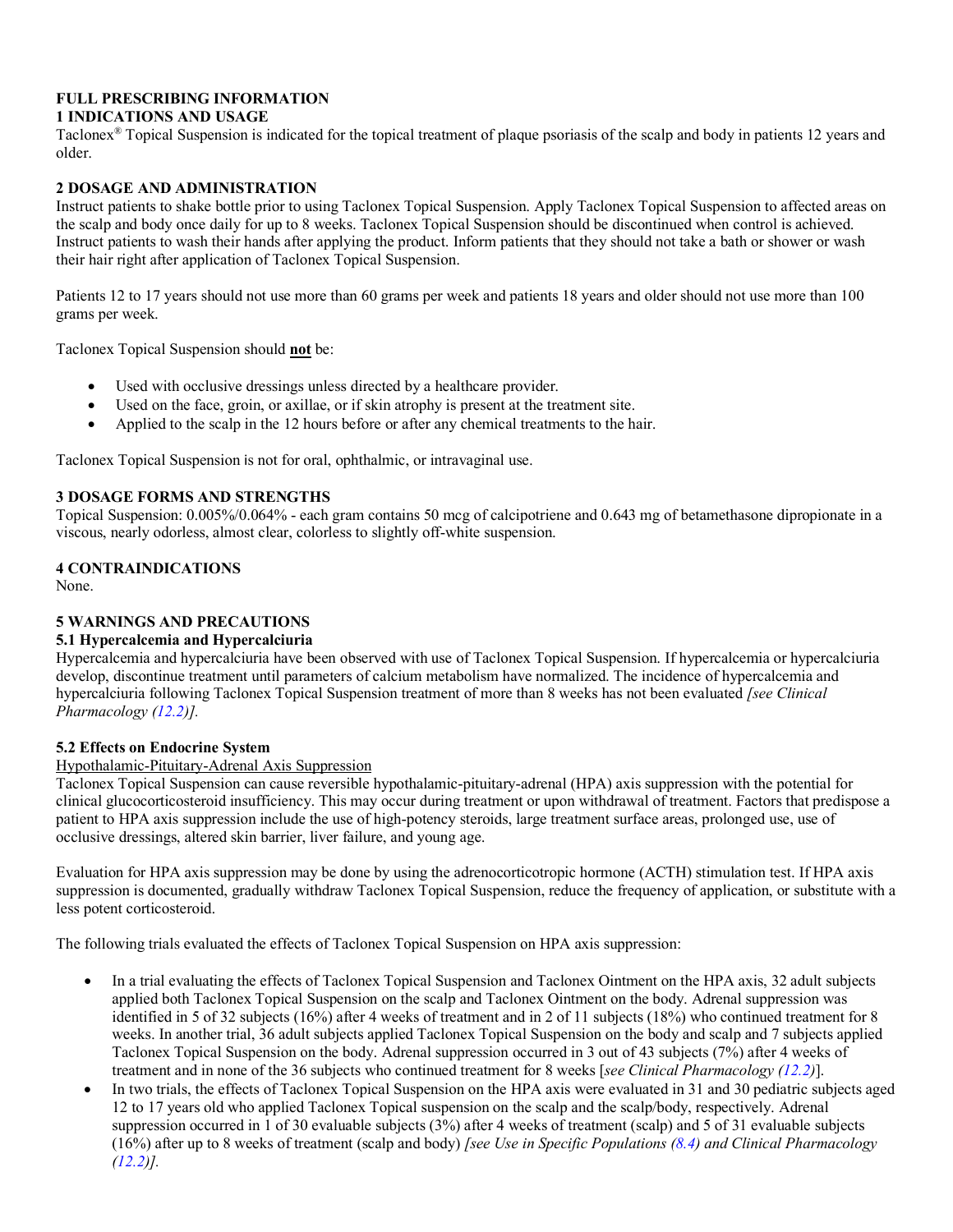# FULL PRESCRIBING INFORMATION

## 1 INDICATIONS AND USAGE

Taclonex® Topical Suspension is indicated for the topical treatment of plaque psoriasis of the scalp and body in patients 12 years and older.

## 2 DOSAGE AND ADMINISTRATION

Instruct patients to shake bottle prior to using Taclonex Topical Suspension. Apply Taclonex Topical Suspension to affected areas on the scalp and body once daily for up to 8 weeks. Taclonex Topical Suspension should be discontinued when control is achieved. Instruct patients to wash their hands after applying the product. Inform patients that they should not take a bath or shower or wash their hair right after application of Taclonex Topical Suspension.

Patients 12 to 17 years should not use more than 60 grams per week and patients 18 years and older should not use more than 100 grams per week.

Taclonex Topical Suspension should **not** be:

- Used with occlusive dressings unless directed by a healthcare provider.
- Used on the face, groin, or axillae, or if skin atrophy is present at the treatment site.
- Applied to the scalp in the 12 hours before or after any chemical treatments to the hair.

Taclonex Topical Suspension is not for oral, ophthalmic, or intravaginal use.

## 3 DOSAGE FORMS AND STRENGTHS

Topical Suspension: 0.005%/0.064% - each gram contains 50 mcg of calcipotriene and 0.643 mg of betamethasone dipropionate in a viscous, nearly odorless, almost clear, colorless to slightly off-white suspension.

## 4 CONTRAINDICATIONS

None.

## 5 WARNINGS AND PRECAUTIONS

### 5.1 Hypercalcemia and Hypercalciuria

Hypercalcemia and hypercalciuria have been observed with use of Taclonex Topical Suspension. If hypercalcemia or hypercalciuria develop, discontinue treatment until parameters of calcium metabolism have normalized. The incidence of hypercalcemia and hypercalciuria following Taclonex Topical Suspension treatment of more than 8 weeks has not been evaluated *[see Clinical Pharmacology (12.2)].*

### 5.2 Effects on Endocrine System

Hypothalamic-Pituitary-Adrenal Axis Suppression

Taclonex Topical Suspension can cause reversible hypothalamic-pituitary-adrenal (HPA) axis suppression with the potential for clinical glucocorticosteroid insufficiency. This may occur during treatment or upon withdrawal of treatment. Factors that predispose a patient to HPA axis suppression include the use of high-potency steroids, large treatment surface areas, prolonged use, use of occlusive dressings, altered skin barrier, liver failure, and young age.

Evaluation for HPA axis suppression may be done by using the adrenocorticotropic hormone (ACTH) stimulation test. If HPA axis suppression is documented, gradually withdraw Taclonex Topical Suspension, reduce the frequency of application, or substitute with a less potent corticosteroid.

The following trials evaluated the effects of Taclonex Topical Suspension on HPA axis suppression:

- In a trial evaluating the effects of Taclonex Topical Suspension and Taclonex Ointment on the HPA axis, 32 adult subjects applied both Taclonex Topical Suspension on the scalp and Taclonex Ointment on the body. Adrenal suppression was identified in 5 of 32 subjects (16%) after 4 weeks of treatment and in 2 of 11 subjects (18%) who continued treatment for 8 weeks. In another trial, 36 adult subjects applied Taclonex Topical Suspension on the body and scalp and 7 subjects applied Taclonex Topical Suspension on the body. Adrenal suppression occurred in 3 out of 43 subjects (7%) after 4 weeks of treatment and in none of the 36 subjects who continued treatment for 8 weeks [*see Clinical Pharmacology (12.2)*].
- In two trials, the effects of Taclonex Topical Suspension on the HPA axis were evaluated in 31 and 30 pediatric subjects aged 12 to 17 years old who applied Taclonex Topical suspension on the scalp and the scalp/body, respectively. Adrenal suppression occurred in 1 of 30 evaluable subjects (3%) after 4 weeks of treatment (scalp) and 5 of 31 evaluable subjects (16%) after up to 8 weeks of treatment (scalp and body) *[see Use in Specific Populations (8.4) and Clinical Pharmacology (12.2)].*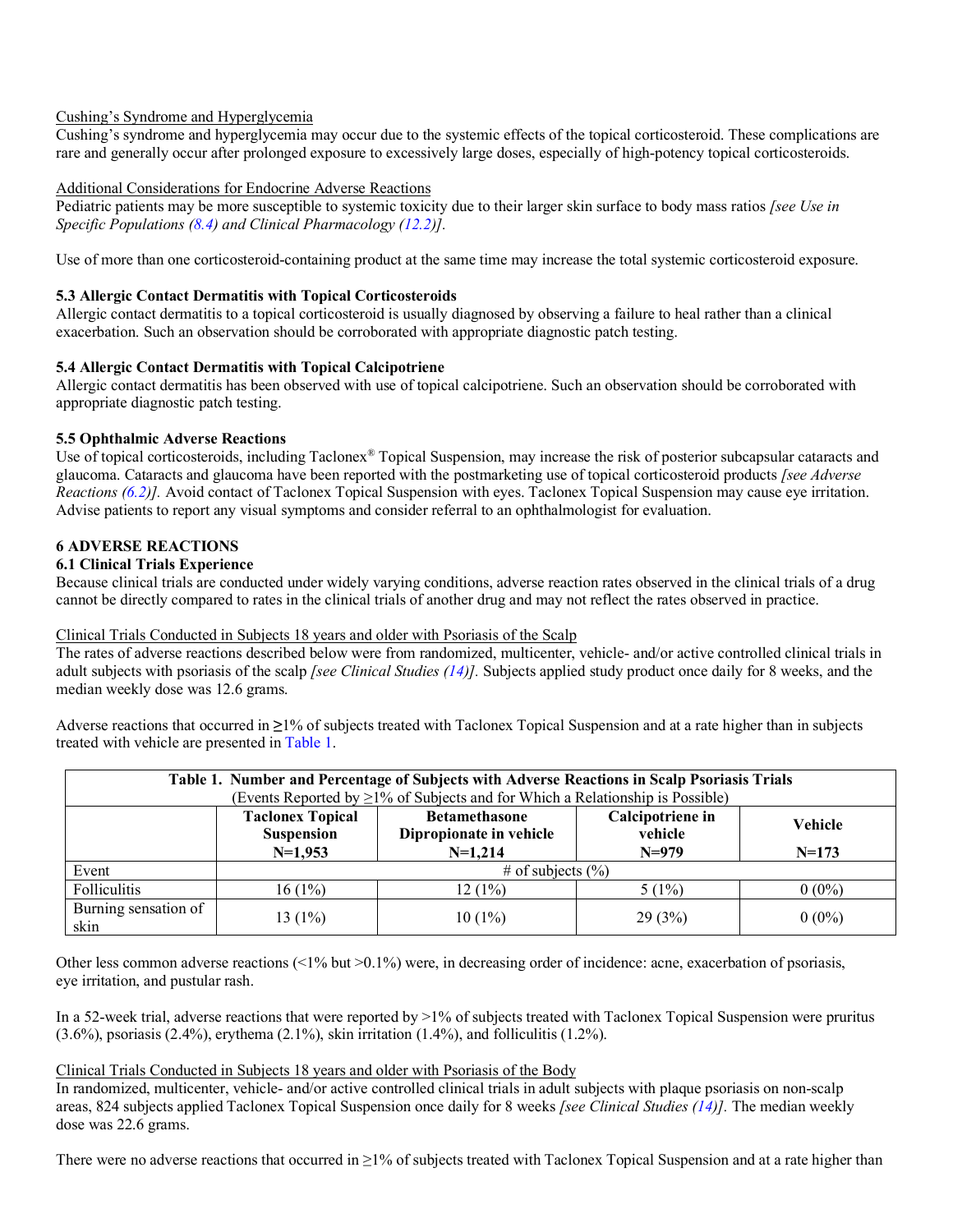Cushing's Syndrome and Hyperglycemia

Cushing's syndrome and hyperglycemia may occur due to the systemic effects of the topical corticosteroid. These complications are rare and generally occur after prolonged exposure to excessively large doses, especially of high-potency topical corticosteroids.

Additional Considerations for Endocrine Adverse Reactions

Pediatric patients may be more susceptible to systemic toxicity due to their larger skin surface to body mass ratios *[see Use in Specific Populations (8.4) and Clinical Pharmacology (12.2)]*.

Use of more than one corticosteroid-containing product at the same time may increase the total systemic corticosteroid exposure.

### 5.3 Allergic Contact Dermatitis with Topical Corticosteroids

Allergic contact dermatitis to a topical corticosteroid is usually diagnosed by observing a failure to heal rather than a clinical exacerbation. Such an observation should be corroborated with appropriate diagnostic patch testing.

### 5.4 Allergic Contact Dermatitis with Topical Calcipotriene

Allergic contact dermatitis has been observed with use of topical calcipotriene. Such an observation should be corroborated with appropriate diagnostic patch testing.

### 5.5 Ophthalmic Adverse Reactions

Use of topical corticosteroids, including Taclonex® Topical Suspension, may increase the risk of posterior subcapsular cataracts and glaucoma. Cataracts and glaucoma have been reported with the postmarketing use of topical corticosteroid products *[see Adverse Reactions (6.2)]*. Avoid contact of Taclonex Topical Suspension with eyes. Taclonex Topical Suspension may cause eye irritation. Advise patients to report any visual symptoms and consider referral to an ophthalmologist for evaluation.

## 6 ADVERSE REACTIONS

### 6.1 Clinical Trials Experience

Because clinical trials are conducted under widely varying conditions, adverse reaction rates observed in the clinical trials of a drug cannot be directly compared to rates in the clinical trials of another drug and may not reflect the rates observed in practice.

Clinical Trials Conducted in Subjects 18 years and older with Psoriasis of the Scalp

The rates of adverse reactions described below were from randomized, multicenter, vehicle- and/or active controlled clinical trials in adult subjects with psoriasis of the scalp *[see Clinical Studies (14)]*. Subjects applied study product once daily for 8 weeks, and the median weekly dose was 12.6 grams.

Adverse reactions that occurred in **≥**1% of subjects treated with Taclonex Topical Suspension and at a rate higher than in subjects treated with vehicle are presented in Table 1.

**Table 1. Number and Percentage of Subjects with Adverse Reactions in Scalp Psoriasis Trials**
(Events Reported by ≥1% of Subjects and for Which a Relationship is Possible)

| | **Taclonex Topical Suspension N=1,953** | **Betamethasone Dipropionate in vehicle N=1,214** | **Calcipotriene in vehicle N=979** | **Vehicle N=173** |
|---|---|---|---|---|
| Event | # of subjects (%) | | | |
| Folliculitis | 16 (1%) | 12 (1%) | 5 (1%) | 0 (0%) |
| Burning sensation of skin | 13 (1%) | 10 (1%) | 29 (3%) | 0 (0%) |

Other less common adverse reactions (<1% but >0.1%) were, in decreasing order of incidence: acne, exacerbation of psoriasis, eye irritation, and pustular rash.

In a 52-week trial, adverse reactions that were reported by >1% of subjects treated with Taclonex Topical Suspension were pruritus (3.6%), psoriasis (2.4%), erythema (2.1%), skin irritation (1.4%), and folliculitis (1.2%).

Clinical Trials Conducted in Subjects 18 years and older with Psoriasis of the Body

In randomized, multicenter, vehicle- and/or active controlled clinical trials in adult subjects with plaque psoriasis on non-scalp areas, 824 subjects applied Taclonex Topical Suspension once daily for 8 weeks *[see Clinical Studies (14)]*. The median weekly dose was 22.6 grams.

There were no adverse reactions that occurred in ≥1% of subjects treated with Taclonex Topical Suspension and at a rate higher than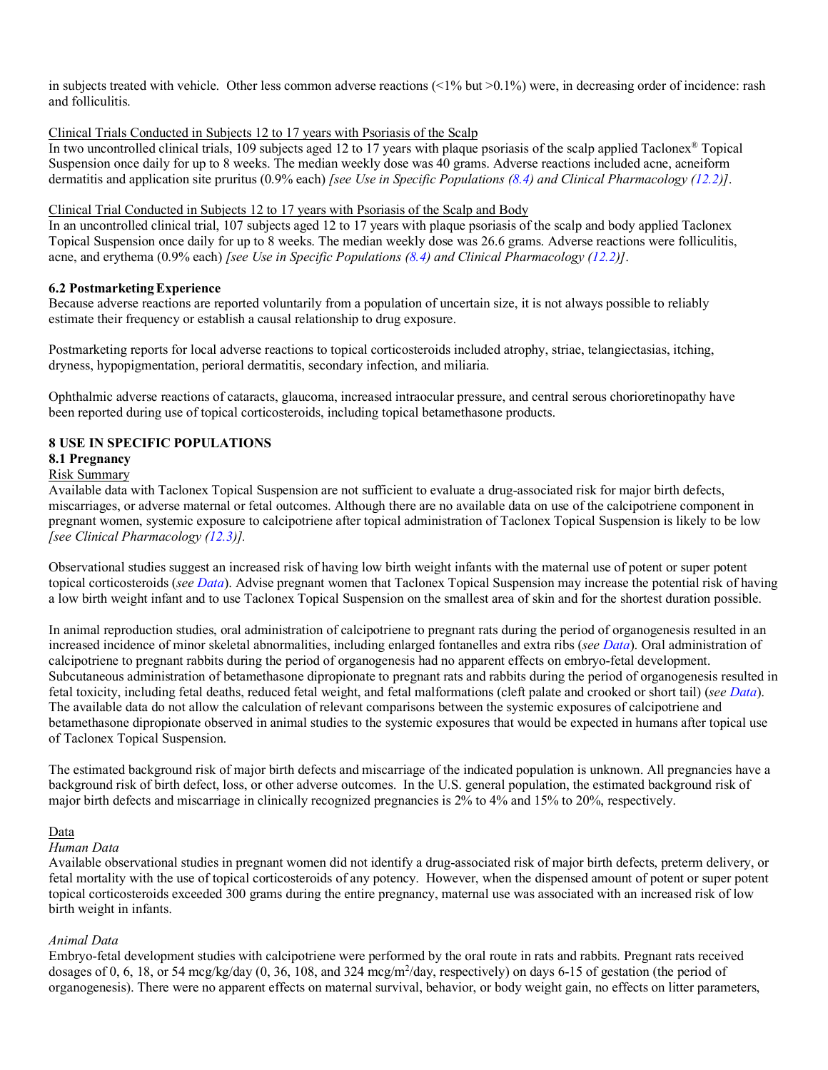in subjects treated with vehicle. Other less common adverse reactions (<1% but >0.1%) were, in decreasing order of incidence: rash and folliculitis.

Clinical Trials Conducted in Subjects 12 to 17 years with Psoriasis of the Scalp

In two uncontrolled clinical trials, 109 subjects aged 12 to 17 years with plaque psoriasis of the scalp applied Taclonex® Topical Suspension once daily for up to 8 weeks. The median weekly dose was 40 grams. Adverse reactions included acne, acneiform dermatitis and application site pruritus (0.9% each) *[see Use in Specific Populations (8.4) and Clinical Pharmacology (12.2)]*.

Clinical Trial Conducted in Subjects 12 to 17 years with Psoriasis of the Scalp and Body

In an uncontrolled clinical trial, 107 subjects aged 12 to 17 years with plaque psoriasis of the scalp and body applied Taclonex Topical Suspension once daily for up to 8 weeks. The median weekly dose was 26.6 grams. Adverse reactions were folliculitis, acne, and erythema (0.9% each) *[see Use in Specific Populations (8.4) and Clinical Pharmacology (12.2)]*.

### 6.2 Postmarketing Experience

Because adverse reactions are reported voluntarily from a population of uncertain size, it is not always possible to reliably estimate their frequency or establish a causal relationship to drug exposure.

Postmarketing reports for local adverse reactions to topical corticosteroids included atrophy, striae, telangiectasias, itching, dryness, hypopigmentation, perioral dermatitis, secondary infection, and miliaria.

Ophthalmic adverse reactions of cataracts, glaucoma, increased intraocular pressure, and central serous chorioretinopathy have been reported during use of topical corticosteroids, including topical betamethasone products.

## 8 USE IN SPECIFIC POPULATIONS

### 8.1 Pregnancy

Risk Summary

Available data with Taclonex Topical Suspension are not sufficient to evaluate a drug-associated risk for major birth defects, miscarriages, or adverse maternal or fetal outcomes. Although there are no available data on use of the calcipotriene component in pregnant women, systemic exposure to calcipotriene after topical administration of Taclonex Topical Suspension is likely to be low *[see Clinical Pharmacology (12.3)]*.

Observational studies suggest an increased risk of having low birth weight infants with the maternal use of potent or super potent topical corticosteroids (*see Data*). Advise pregnant women that Taclonex Topical Suspension may increase the potential risk of having a low birth weight infant and to use Taclonex Topical Suspension on the smallest area of skin and for the shortest duration possible.

In animal reproduction studies, oral administration of calcipotriene to pregnant rats during the period of organogenesis resulted in an increased incidence of minor skeletal abnormalities, including enlarged fontanelles and extra ribs (*see Data*). Oral administration of calcipotriene to pregnant rabbits during the period of organogenesis had no apparent effects on embryo-fetal development. Subcutaneous administration of betamethasone dipropionate to pregnant rats and rabbits during the period of organogenesis resulted in fetal toxicity, including fetal deaths, reduced fetal weight, and fetal malformations (cleft palate and crooked or short tail) (*see Data*). The available data do not allow the calculation of relevant comparisons between the systemic exposures of calcipotriene and betamethasone dipropionate observed in animal studies to the systemic exposures that would be expected in humans after topical use of Taclonex Topical Suspension.

The estimated background risk of major birth defects and miscarriage of the indicated population is unknown. All pregnancies have a background risk of birth defect, loss, or other adverse outcomes. In the U.S. general population, the estimated background risk of major birth defects and miscarriage in clinically recognized pregnancies is 2% to 4% and 15% to 20%, respectively.

Data

*Human Data*

Available observational studies in pregnant women did not identify a drug-associated risk of major birth defects, preterm delivery, or fetal mortality with the use of topical corticosteroids of any potency. However, when the dispensed amount of potent or super potent topical corticosteroids exceeded 300 grams during the entire pregnancy, maternal use was associated with an increased risk of low birth weight in infants.

*Animal Data*

Embryo-fetal development studies with calcipotriene were performed by the oral route in rats and rabbits. Pregnant rats received dosages of 0, 6, 18, or 54 mcg/kg/day (0, 36, 108, and 324 mcg/m$^2$/day, respectively) on days 6-15 of gestation (the period of organogenesis). There were no apparent effects on maternal survival, behavior, or body weight gain, no effects on litter parameters,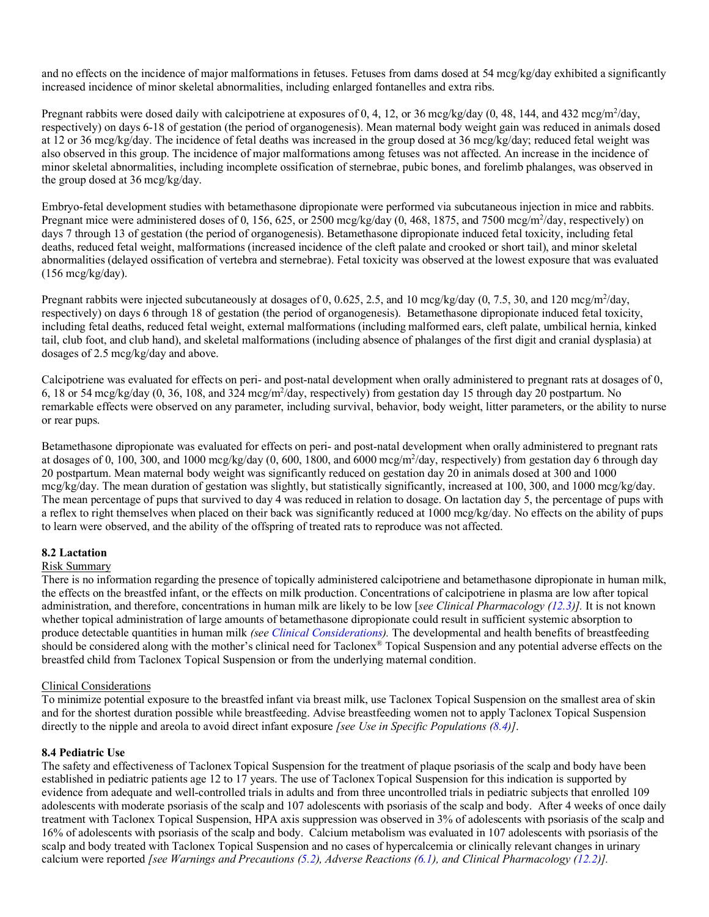and no effects on the incidence of major malformations in fetuses. Fetuses from dams dosed at 54 mcg/kg/day exhibited a significantly increased incidence of minor skeletal abnormalities, including enlarged fontanelles and extra ribs.

Pregnant rabbits were dosed daily with calcipotriene at exposures of 0, 4, 12, or 36 mcg/kg/day (0, 48, 144, and 432 mcg/m$^2$/day, respectively) on days 6-18 of gestation (the period of organogenesis). Mean maternal body weight gain was reduced in animals dosed at 12 or 36 mcg/kg/day. The incidence of fetal deaths was increased in the group dosed at 36 mcg/kg/day; reduced fetal weight was also observed in this group. The incidence of major malformations among fetuses was not affected. An increase in the incidence of minor skeletal abnormalities, including incomplete ossification of sternebrae, pubic bones, and forelimb phalanges, was observed in the group dosed at 36 mcg/kg/day.

Embryo-fetal development studies with betamethasone dipropionate were performed via subcutaneous injection in mice and rabbits. Pregnant mice were administered doses of 0, 156, 625, or 2500 mcg/kg/day (0, 468, 1875, and 7500 mcg/m$^2$/day, respectively) on days 7 through 13 of gestation (the period of organogenesis). Betamethasone dipropionate induced fetal toxicity, including fetal deaths, reduced fetal weight, malformations (increased incidence of the cleft palate and crooked or short tail), and minor skeletal abnormalities (delayed ossification of vertebra and sternebrae). Fetal toxicity was observed at the lowest exposure that was evaluated (156 mcg/kg/day).

Pregnant rabbits were injected subcutaneously at dosages of 0, 0.625, 2.5, and 10 mcg/kg/day (0, 7.5, 30, and 120 mcg/m$^2$/day, respectively) on days 6 through 18 of gestation (the period of organogenesis). Betamethasone dipropionate induced fetal toxicity, including fetal deaths, reduced fetal weight, external malformations (including malformed ears, cleft palate, umbilical hernia, kinked tail, club foot, and club hand), and skeletal malformations (including absence of phalanges of the first digit and cranial dysplasia) at dosages of 2.5 mcg/kg/day and above.

Calcipotriene was evaluated for effects on peri- and post-natal development when orally administered to pregnant rats at dosages of 0, 6, 18 or 54 mcg/kg/day (0, 36, 108, and 324 mcg/m$^2$/day, respectively) from gestation day 15 through day 20 postpartum. No remarkable effects were observed on any parameter, including survival, behavior, body weight, litter parameters, or the ability to nurse or rear pups.

Betamethasone dipropionate was evaluated for effects on peri- and post-natal development when orally administered to pregnant rats at dosages of 0, 100, 300, and 1000 mcg/kg/day (0, 600, 1800, and 6000 mcg/m$^2$/day, respectively) from gestation day 6 through day 20 postpartum. Mean maternal body weight was significantly reduced on gestation day 20 in animals dosed at 300 and 1000 mcg/kg/day. The mean duration of gestation was slightly, but statistically significantly, increased at 100, 300, and 1000 mcg/kg/day. The mean percentage of pups that survived to day 4 was reduced in relation to dosage. On lactation day 5, the percentage of pups with a reflex to right themselves when placed on their back was significantly reduced at 1000 mcg/kg/day. No effects on the ability of pups to learn were observed, and the ability of the offspring of treated rats to reproduce was not affected.

### 8.2 Lactation

Risk Summary

There is no information regarding the presence of topically administered calcipotriene and betamethasone dipropionate in human milk, the effects on the breastfed infant, or the effects on milk production. Concentrations of calcipotriene in plasma are low after topical administration, and therefore, concentrations in human milk are likely to be low [*see Clinical Pharmacology (12.3)]*. It is not known whether topical administration of large amounts of betamethasone dipropionate could result in sufficient systemic absorption to produce detectable quantities in human milk *(see Clinical Considerations)*. The developmental and health benefits of breastfeeding should be considered along with the mother's clinical need for Taclonex® Topical Suspension and any potential adverse effects on the breastfed child from Taclonex Topical Suspension or from the underlying maternal condition.

Clinical Considerations

To minimize potential exposure to the breastfed infant via breast milk, use Taclonex Topical Suspension on the smallest area of skin and for the shortest duration possible while breastfeeding. Advise breastfeeding women not to apply Taclonex Topical Suspension directly to the nipple and areola to avoid direct infant exposure *[see Use in Specific Populations (8.4)]*.

### 8.4 Pediatric Use

The safety and effectiveness of Taclonex Topical Suspension for the treatment of plaque psoriasis of the scalp and body have been established in pediatric patients age 12 to 17 years. The use of Taclonex Topical Suspension for this indication is supported by evidence from adequate and well-controlled trials in adults and from three uncontrolled trials in pediatric subjects that enrolled 109 adolescents with moderate psoriasis of the scalp and 107 adolescents with psoriasis of the scalp and body. After 4 weeks of once daily treatment with Taclonex Topical Suspension, HPA axis suppression was observed in 3% of adolescents with psoriasis of the scalp and 16% of adolescents with psoriasis of the scalp and body. Calcium metabolism was evaluated in 107 adolescents with psoriasis of the scalp and body treated with Taclonex Topical Suspension and no cases of hypercalcemia or clinically relevant changes in urinary calcium were reported *[see Warnings and Precautions (5.2), Adverse Reactions (6.1), and Clinical Pharmacology (12.2)].*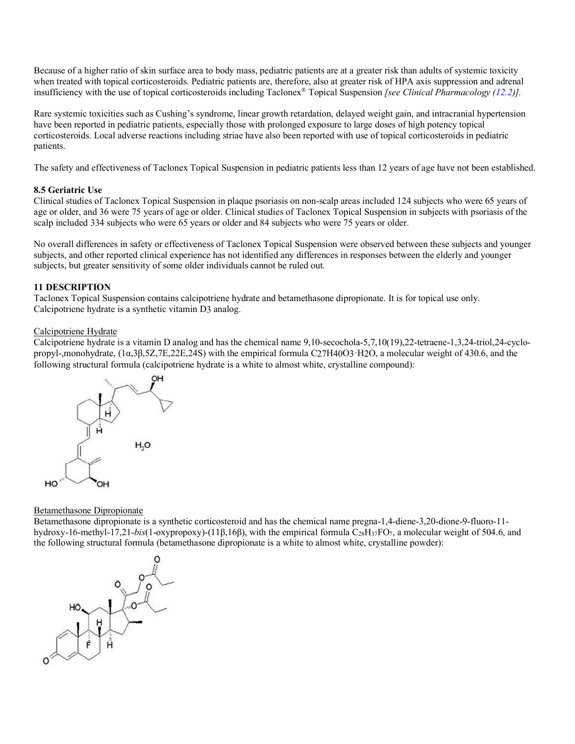Because of a higher ratio of skin surface area to body mass, pediatric patients are at a greater risk than adults of systemic toxicity when treated with topical corticosteroids. Pediatric patients are, therefore, also at greater risk of HPA axis suppression and adrenal insufficiency with the use of topical corticosteroids including Taclonex® Topical Suspension *[see Clinical Pharmacology (12.2)].*

Rare systemic toxicities such as Cushing's syndrome, linear growth retardation, delayed weight gain, and intracranial hypertension have been reported in pediatric patients, especially those with prolonged exposure to large doses of high potency topical corticosteroids. Local adverse reactions including striae have also been reported with use of topical corticosteroids in pediatric patients.

The safety and effectiveness of Taclonex Topical Suspension in pediatric patients less than 12 years of age have not been established.

### 8.5 Geriatric Use

Clinical studies of Taclonex Topical Suspension in plaque psoriasis on non-scalp areas included 124 subjects who were 65 years of age or older, and 36 were 75 years of age or older. Clinical studies of Taclonex Topical Suspension in subjects with psoriasis of the scalp included 334 subjects who were 65 years or older and 84 subjects who were 75 years or older.

No overall differences in safety or effectiveness of Taclonex Topical Suspension were observed between these subjects and younger subjects, and other reported clinical experience has not identified any differences in responses between the elderly and younger subjects, but greater sensitivity of some older individuals cannot be ruled out.

## 11 DESCRIPTION

Taclonex Topical Suspension contains calcipotriene hydrate and betamethasone dipropionate. It is for topical use only. Calcipotriene hydrate is a synthetic vitamin D3 analog.

Calcipotriene Hydrate

Calcipotriene hydrate is a vitamin D analog and has the chemical name 9,10-secochola-5,7,10(19),22-tetraene-1,3,24-triol,24-cyclo-propyl-,monohydrate, (1α,3β,5Z,7E,22E,24S) with the empirical formula $C_{27}H_{40}O_3 \cdot H_2O$, a molecular weight of 430.6, and the following structural formula (calcipotriene hydrate is a white to almost white, crystalline compound):

Betamethasone Dipropionate

Betamethasone dipropionate is a synthetic corticosteroid and has the chemical name pregna-1,4-diene-3,20-dione-9-fluoro-11-hydroxy-16-methyl-17,21-*bis*(1-oxypropoxy)-(11β,16β), with the empirical formula $C_{28}H_{37}FO_7$, a molecular weight of 504.6, and the following structural formula (betamethasone dipropionate is a white to almost white, crystalline powder):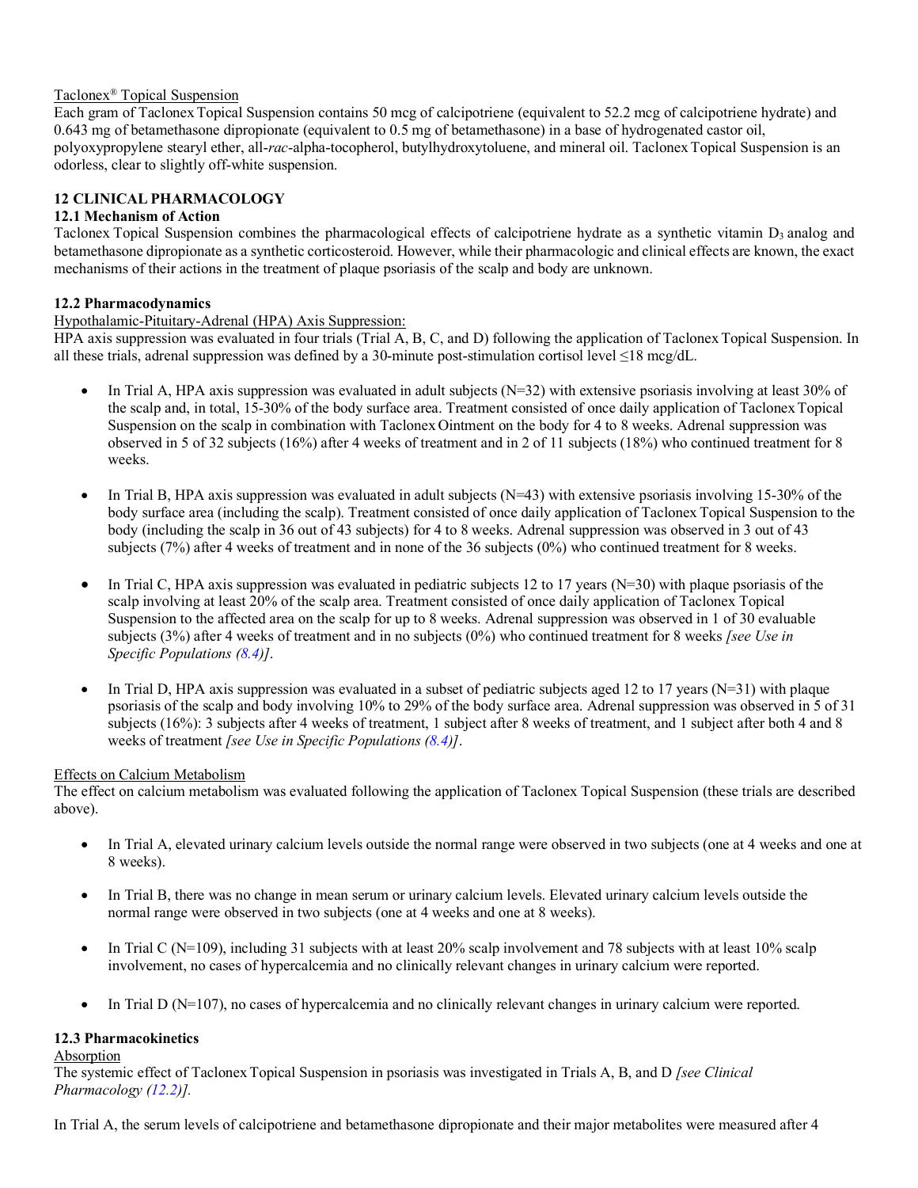Taclonex® Topical Suspension

Each gram of Taclonex Topical Suspension contains 50 mcg of calcipotriene (equivalent to 52.2 mcg of calcipotriene hydrate) and 0.643 mg of betamethasone dipropionate (equivalent to 0.5 mg of betamethasone) in a base of hydrogenated castor oil, polyoxypropylene stearyl ether, all-*rac*-alpha-tocopherol, butylhydroxytoluene, and mineral oil. Taclonex Topical Suspension is an odorless, clear to slightly off-white suspension.

## 12 CLINICAL PHARMACOLOGY

### 12.1 Mechanism of Action

Taclonex Topical Suspension combines the pharmacological effects of calcipotriene hydrate as a synthetic vitamin $D_3$ analog and betamethasone dipropionate as a synthetic corticosteroid. However, while their pharmacologic and clinical effects are known, the exact mechanisms of their actions in the treatment of plaque psoriasis of the scalp and body are unknown.

### 12.2 Pharmacodynamics

Hypothalamic-Pituitary-Adrenal (HPA) Axis Suppression:

HPA axis suppression was evaluated in four trials (Trial A, B, C, and D) following the application of Taclonex Topical Suspension. In all these trials, adrenal suppression was defined by a 30-minute post-stimulation cortisol level ≤18 mcg/dL.

- In Trial A, HPA axis suppression was evaluated in adult subjects (N=32) with extensive psoriasis involving at least 30% of the scalp and, in total, 15-30% of the body surface area. Treatment consisted of once daily application of Taclonex Topical Suspension on the scalp in combination with Taclonex Ointment on the body for 4 to 8 weeks. Adrenal suppression was observed in 5 of 32 subjects (16%) after 4 weeks of treatment and in 2 of 11 subjects (18%) who continued treatment for 8 weeks.

- In Trial B, HPA axis suppression was evaluated in adult subjects (N=43) with extensive psoriasis involving 15-30% of the body surface area (including the scalp). Treatment consisted of once daily application of Taclonex Topical Suspension to the body (including the scalp in 36 out of 43 subjects) for 4 to 8 weeks. Adrenal suppression was observed in 3 out of 43 subjects (7%) after 4 weeks of treatment and in none of the 36 subjects (0%) who continued treatment for 8 weeks.

- In Trial C, HPA axis suppression was evaluated in pediatric subjects 12 to 17 years (N=30) with plaque psoriasis of the scalp involving at least 20% of the scalp area. Treatment consisted of once daily application of Taclonex Topical Suspension to the affected area on the scalp for up to 8 weeks. Adrenal suppression was observed in 1 of 30 evaluable subjects (3%) after 4 weeks of treatment and in no subjects (0%) who continued treatment for 8 weeks *[see Use in Specific Populations (8.4)]*.

- In Trial D, HPA axis suppression was evaluated in a subset of pediatric subjects aged 12 to 17 years (N=31) with plaque psoriasis of the scalp and body involving 10% to 29% of the body surface area. Adrenal suppression was observed in 5 of 31 subjects (16%): 3 subjects after 4 weeks of treatment, 1 subject after 8 weeks of treatment, and 1 subject after both 4 and 8 weeks of treatment *[see Use in Specific Populations (8.4)]*.

Effects on Calcium Metabolism

The effect on calcium metabolism was evaluated following the application of Taclonex Topical Suspension (these trials are described above).

- In Trial A, elevated urinary calcium levels outside the normal range were observed in two subjects (one at 4 weeks and one at 8 weeks).

- In Trial B, there was no change in mean serum or urinary calcium levels. Elevated urinary calcium levels outside the normal range were observed in two subjects (one at 4 weeks and one at 8 weeks).

- In Trial C (N=109), including 31 subjects with at least 20% scalp involvement and 78 subjects with at least 10% scalp involvement, no cases of hypercalcemia and no clinically relevant changes in urinary calcium were reported.

- In Trial D (N=107), no cases of hypercalcemia and no clinically relevant changes in urinary calcium were reported.

### 12.3 Pharmacokinetics

Absorption

The systemic effect of Taclonex Topical Suspension in psoriasis was investigated in Trials A, B, and D *[see Clinical Pharmacology (12.2)].*

In Trial A, the serum levels of calcipotriene and betamethasone dipropionate and their major metabolites were measured after 4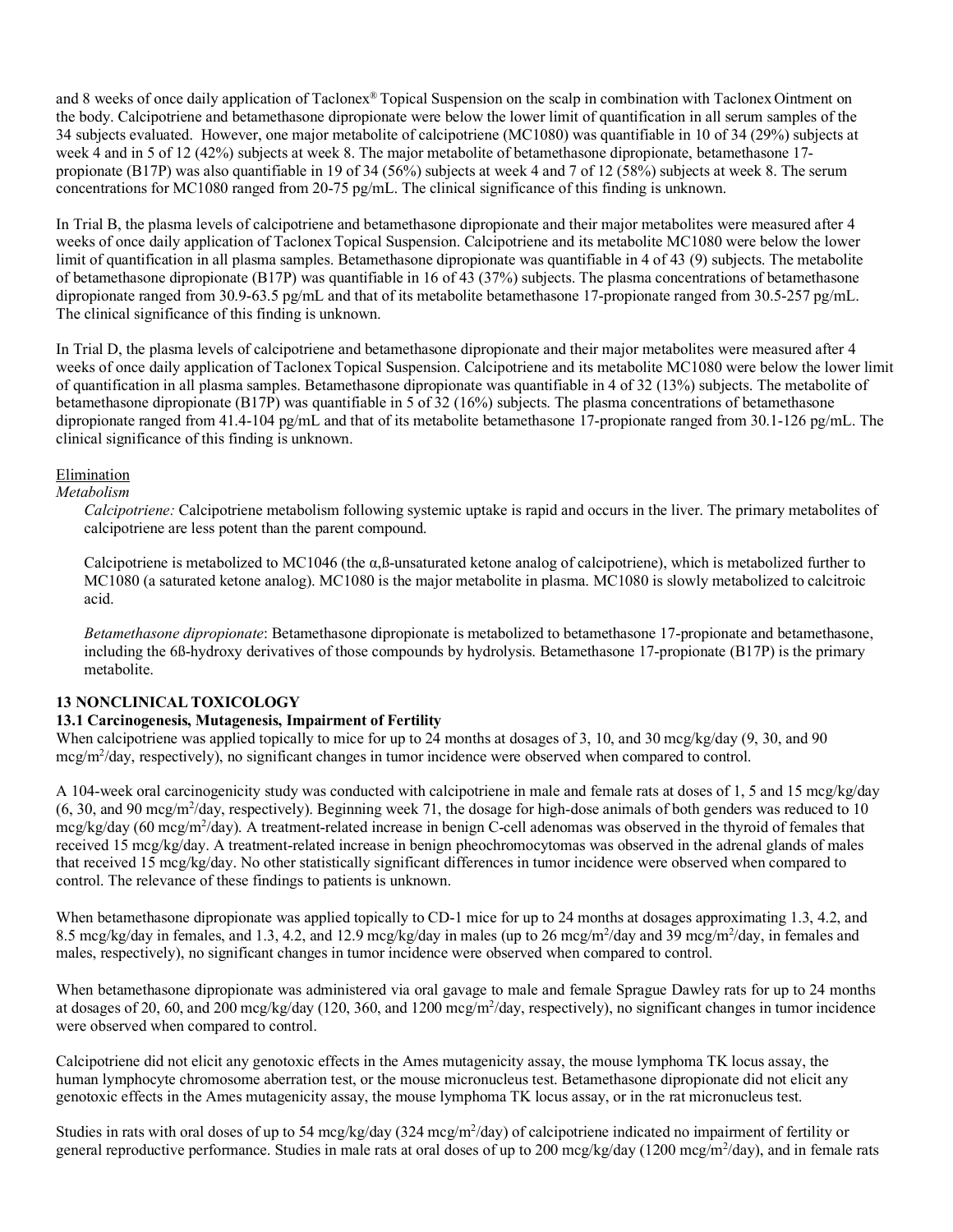and 8 weeks of once daily application of Taclonex® Topical Suspension on the scalp in combination with Taclonex Ointment on the body. Calcipotriene and betamethasone dipropionate were below the lower limit of quantification in all serum samples of the 34 subjects evaluated. However, one major metabolite of calcipotriene (MC1080) was quantifiable in 10 of 34 (29%) subjects at week 4 and in 5 of 12 (42%) subjects at week 8. The major metabolite of betamethasone dipropionate, betamethasone 17-propionate (B17P) was also quantifiable in 19 of 34 (56%) subjects at week 4 and 7 of 12 (58%) subjects at week 8. The serum concentrations for MC1080 ranged from 20-75 pg/mL. The clinical significance of this finding is unknown.

In Trial B, the plasma levels of calcipotriene and betamethasone dipropionate and their major metabolites were measured after 4 weeks of once daily application of Taclonex Topical Suspension. Calcipotriene and its metabolite MC1080 were below the lower limit of quantification in all plasma samples. Betamethasone dipropionate was quantifiable in 4 of 43 (9) subjects. The metabolite of betamethasone dipropionate (B17P) was quantifiable in 16 of 43 (37%) subjects. The plasma concentrations of betamethasone dipropionate ranged from 30.9-63.5 pg/mL and that of its metabolite betamethasone 17-propionate ranged from 30.5-257 pg/mL. The clinical significance of this finding is unknown.

In Trial D, the plasma levels of calcipotriene and betamethasone dipropionate and their major metabolites were measured after 4 weeks of once daily application of Taclonex Topical Suspension. Calcipotriene and its metabolite MC1080 were below the lower limit of quantification in all plasma samples. Betamethasone dipropionate was quantifiable in 4 of 32 (13%) subjects. The metabolite of betamethasone dipropionate (B17P) was quantifiable in 5 of 32 (16%) subjects. The plasma concentrations of betamethasone dipropionate ranged from 41.4-104 pg/mL and that of its metabolite betamethasone 17-propionate ranged from 30.1-126 pg/mL. The clinical significance of this finding is unknown.

Elimination

*Metabolism*

*Calcipotriene:* Calcipotriene metabolism following systemic uptake is rapid and occurs in the liver. The primary metabolites of calcipotriene are less potent than the parent compound.

Calcipotriene is metabolized to MC1046 (the α,ß-unsaturated ketone analog of calcipotriene), which is metabolized further to MC1080 (a saturated ketone analog). MC1080 is the major metabolite in plasma. MC1080 is slowly metabolized to calcitroic acid.

*Betamethasone dipropionate*: Betamethasone dipropionate is metabolized to betamethasone 17-propionate and betamethasone, including the 6ß-hydroxy derivatives of those compounds by hydrolysis. Betamethasone 17-propionate (B17P) is the primary metabolite.

## 13 NONCLINICAL TOXICOLOGY

### 13.1 Carcinogenesis, Mutagenesis, Impairment of Fertility

When calcipotriene was applied topically to mice for up to 24 months at dosages of 3, 10, and 30 mcg/kg/day (9, 30, and 90 mcg/m$^2$/day, respectively), no significant changes in tumor incidence were observed when compared to control.

A 104-week oral carcinogenicity study was conducted with calcipotriene in male and female rats at doses of 1, 5 and 15 mcg/kg/day (6, 30, and 90 mcg/m$^2$/day, respectively). Beginning week 71, the dosage for high-dose animals of both genders was reduced to 10 mcg/kg/day (60 mcg/m$^2$/day). A treatment-related increase in benign C-cell adenomas was observed in the thyroid of females that received 15 mcg/kg/day. A treatment-related increase in benign pheochromocytomas was observed in the adrenal glands of males that received 15 mcg/kg/day. No other statistically significant differences in tumor incidence were observed when compared to control. The relevance of these findings to patients is unknown.

When betamethasone dipropionate was applied topically to CD-1 mice for up to 24 months at dosages approximating 1.3, 4.2, and 8.5 mcg/kg/day in females, and 1.3, 4.2, and 12.9 mcg/kg/day in males (up to 26 mcg/m$^2$/day and 39 mcg/m$^2$/day, in females and males, respectively), no significant changes in tumor incidence were observed when compared to control.

When betamethasone dipropionate was administered via oral gavage to male and female Sprague Dawley rats for up to 24 months at dosages of 20, 60, and 200 mcg/kg/day (120, 360, and 1200 mcg/m$^2$/day, respectively), no significant changes in tumor incidence were observed when compared to control.

Calcipotriene did not elicit any genotoxic effects in the Ames mutagenicity assay, the mouse lymphoma TK locus assay, the human lymphocyte chromosome aberration test, or the mouse micronucleus test. Betamethasone dipropionate did not elicit any genotoxic effects in the Ames mutagenicity assay, the mouse lymphoma TK locus assay, or in the rat micronucleus test.

Studies in rats with oral doses of up to 54 mcg/kg/day (324 mcg/m$^2$/day) of calcipotriene indicated no impairment of fertility or general reproductive performance. Studies in male rats at oral doses of up to 200 mcg/kg/day (1200 mcg/m$^2$/day), and in female rats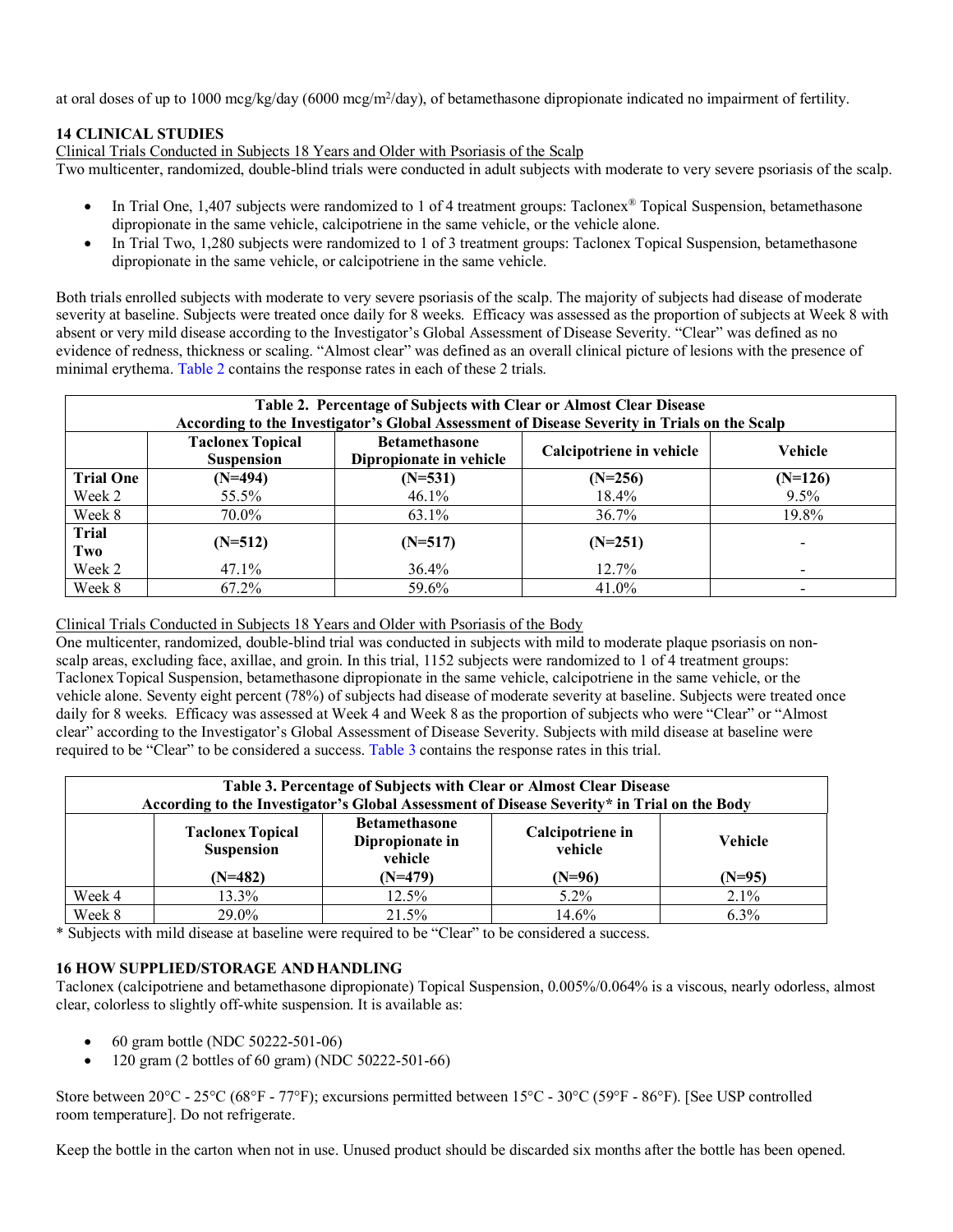at oral doses of up to 1000 mcg/kg/day (6000 mcg/m$^2$/day), of betamethasone dipropionate indicated no impairment of fertility.

## 14 CLINICAL STUDIES

Clinical Trials Conducted in Subjects 18 Years and Older with Psoriasis of the Scalp

Two multicenter, randomized, double-blind trials were conducted in adult subjects with moderate to very severe psoriasis of the scalp.

- In Trial One, 1,407 subjects were randomized to 1 of 4 treatment groups: Taclonex® Topical Suspension, betamethasone dipropionate in the same vehicle, calcipotriene in the same vehicle, or the vehicle alone.
- In Trial Two, 1,280 subjects were randomized to 1 of 3 treatment groups: Taclonex Topical Suspension, betamethasone dipropionate in the same vehicle, or calcipotriene in the same vehicle.

Both trials enrolled subjects with moderate to very severe psoriasis of the scalp. The majority of subjects had disease of moderate severity at baseline. Subjects were treated once daily for 8 weeks. Efficacy was assessed as the proportion of subjects at Week 8 with absent or very mild disease according to the Investigator's Global Assessment of Disease Severity. "Clear" was defined as no evidence of redness, thickness or scaling. "Almost clear" was defined as an overall clinical picture of lesions with the presence of minimal erythema. Table 2 contains the response rates in each of these 2 trials.

**Table 2. Percentage of Subjects with Clear or Almost Clear Disease According to the Investigator's Global Assessment of Disease Severity in Trials on the Scalp**

| | Taclonex Topical Suspension | Betamethasone Dipropionate in vehicle | Calcipotriene in vehicle | Vehicle |
|---|---|---|---|---|
| **Trial One** | **(N=494)** | **(N=531)** | **(N=256)** | **(N=126)** |
| Week 2 | 55.5% | 46.1% | 18.4% | 9.5% |
| Week 8 | 70.0% | 63.1% | 36.7% | 19.8% |
| **Trial Two** | **(N=512)** | **(N=517)** | **(N=251)** | - |
| Week 2 | 47.1% | 36.4% | 12.7% | - |
| Week 8 | 67.2% | 59.6% | 41.0% | - |

Clinical Trials Conducted in Subjects 18 Years and Older with Psoriasis of the Body

One multicenter, randomized, double-blind trial was conducted in subjects with mild to moderate plaque psoriasis on non-scalp areas, excluding face, axillae, and groin. In this trial, 1152 subjects were randomized to 1 of 4 treatment groups: Taclonex Topical Suspension, betamethasone dipropionate in the same vehicle, calcipotriene in the same vehicle, or the vehicle alone. Seventy eight percent (78%) of subjects had disease of moderate severity at baseline. Subjects were treated once daily for 8 weeks. Efficacy was assessed at Week 4 and Week 8 as the proportion of subjects who were "Clear" or "Almost clear" according to the Investigator's Global Assessment of Disease Severity. Subjects with mild disease at baseline were required to be "Clear" to be considered a success. Table 3 contains the response rates in this trial.

**Table 3. Percentage of Subjects with Clear or Almost Clear Disease According to the Investigator's Global Assessment of Disease Severity* in Trial on the Body**

| | Taclonex Topical Suspension (N=482) | Betamethasone Dipropionate in vehicle (N=479) | Calcipotriene in vehicle (N=96) | Vehicle (N=95) |
|---|---|---|---|---|
| Week 4 | 13.3% | 12.5% | 5.2% | 2.1% |
| Week 8 | 29.0% | 21.5% | 14.6% | 6.3% |

\* Subjects with mild disease at baseline were required to be "Clear" to be considered a success.

## 16 HOW SUPPLIED/STORAGE AND HANDLING

Taclonex (calcipotriene and betamethasone dipropionate) Topical Suspension, 0.005%/0.064% is a viscous, nearly odorless, almost clear, colorless to slightly off-white suspension. It is available as:

- 60 gram bottle (NDC 50222-501-06)
- 120 gram (2 bottles of 60 gram) (NDC 50222-501-66)

Store between 20°C - 25°C (68°F - 77°F); excursions permitted between 15°C - 30°C (59°F - 86°F). [See USP controlled room temperature]. Do not refrigerate.

Keep the bottle in the carton when not in use. Unused product should be discarded six months after the bottle has been opened.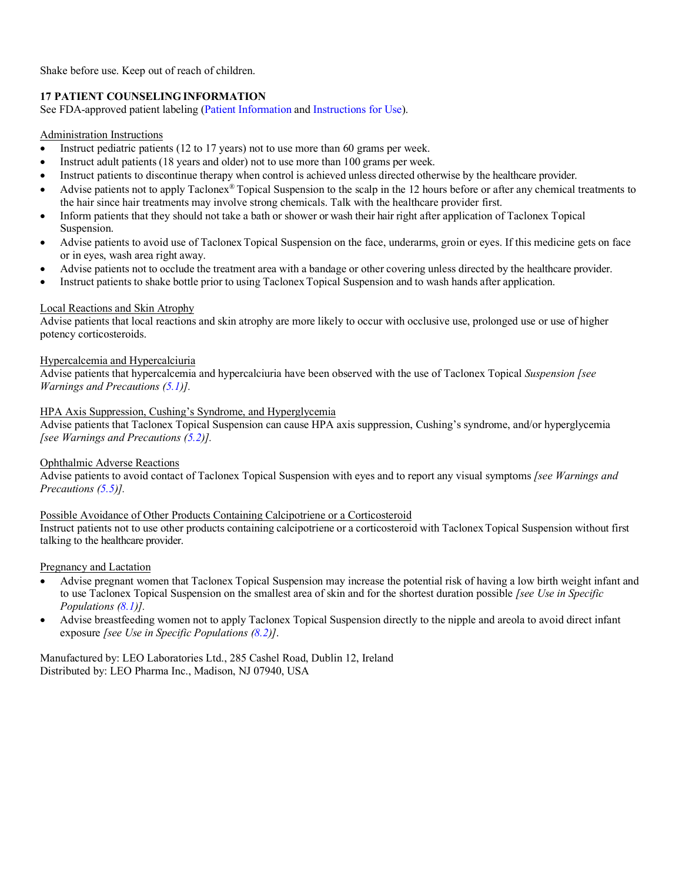Shake before use. Keep out of reach of children.

## 17 PATIENT COUNSELING INFORMATION

See FDA-approved patient labeling (Patient Information and Instructions for Use).

Administration Instructions

- Instruct pediatric patients (12 to 17 years) not to use more than 60 grams per week.
- Instruct adult patients (18 years and older) not to use more than 100 grams per week.
- Instruct patients to discontinue therapy when control is achieved unless directed otherwise by the healthcare provider.
- Advise patients not to apply Taclonex® Topical Suspension to the scalp in the 12 hours before or after any chemical treatments to the hair since hair treatments may involve strong chemicals. Talk with the healthcare provider first.
- Inform patients that they should not take a bath or shower or wash their hair right after application of Taclonex Topical Suspension.
- Advise patients to avoid use of Taclonex Topical Suspension on the face, underarms, groin or eyes. If this medicine gets on face or in eyes, wash area right away.
- Advise patients not to occlude the treatment area with a bandage or other covering unless directed by the healthcare provider.
- Instruct patients to shake bottle prior to using Taclonex Topical Suspension and to wash hands after application.

Local Reactions and Skin Atrophy

Advise patients that local reactions and skin atrophy are more likely to occur with occlusive use, prolonged use or use of higher potency corticosteroids.

Hypercalcemia and Hypercalciuria

Advise patients that hypercalcemia and hypercalciuria have been observed with the use of Taclonex Topical *Suspension [see Warnings and Precautions (5.1)].*

HPA Axis Suppression, Cushing's Syndrome, and Hyperglycemia

Advise patients that Taclonex Topical Suspension can cause HPA axis suppression, Cushing's syndrome, and/or hyperglycemia *[see Warnings and Precautions (5.2)].*

Ophthalmic Adverse Reactions

Advise patients to avoid contact of Taclonex Topical Suspension with eyes and to report any visual symptoms *[see Warnings and Precautions (5.5)].*

Possible Avoidance of Other Products Containing Calcipotriene or a Corticosteroid

Instruct patients not to use other products containing calcipotriene or a corticosteroid with Taclonex Topical Suspension without first talking to the healthcare provider.

Pregnancy and Lactation

- Advise pregnant women that Taclonex Topical Suspension may increase the potential risk of having a low birth weight infant and to use Taclonex Topical Suspension on the smallest area of skin and for the shortest duration possible *[see Use in Specific Populations (8.1)]*.
- Advise breastfeeding women not to apply Taclonex Topical Suspension directly to the nipple and areola to avoid direct infant exposure *[see Use in Specific Populations (8.2)]*.

Manufactured by: LEO Laboratories Ltd., 285 Cashel Road, Dublin 12, Ireland
Distributed by: LEO Pharma Inc., Madison, NJ 07940, USA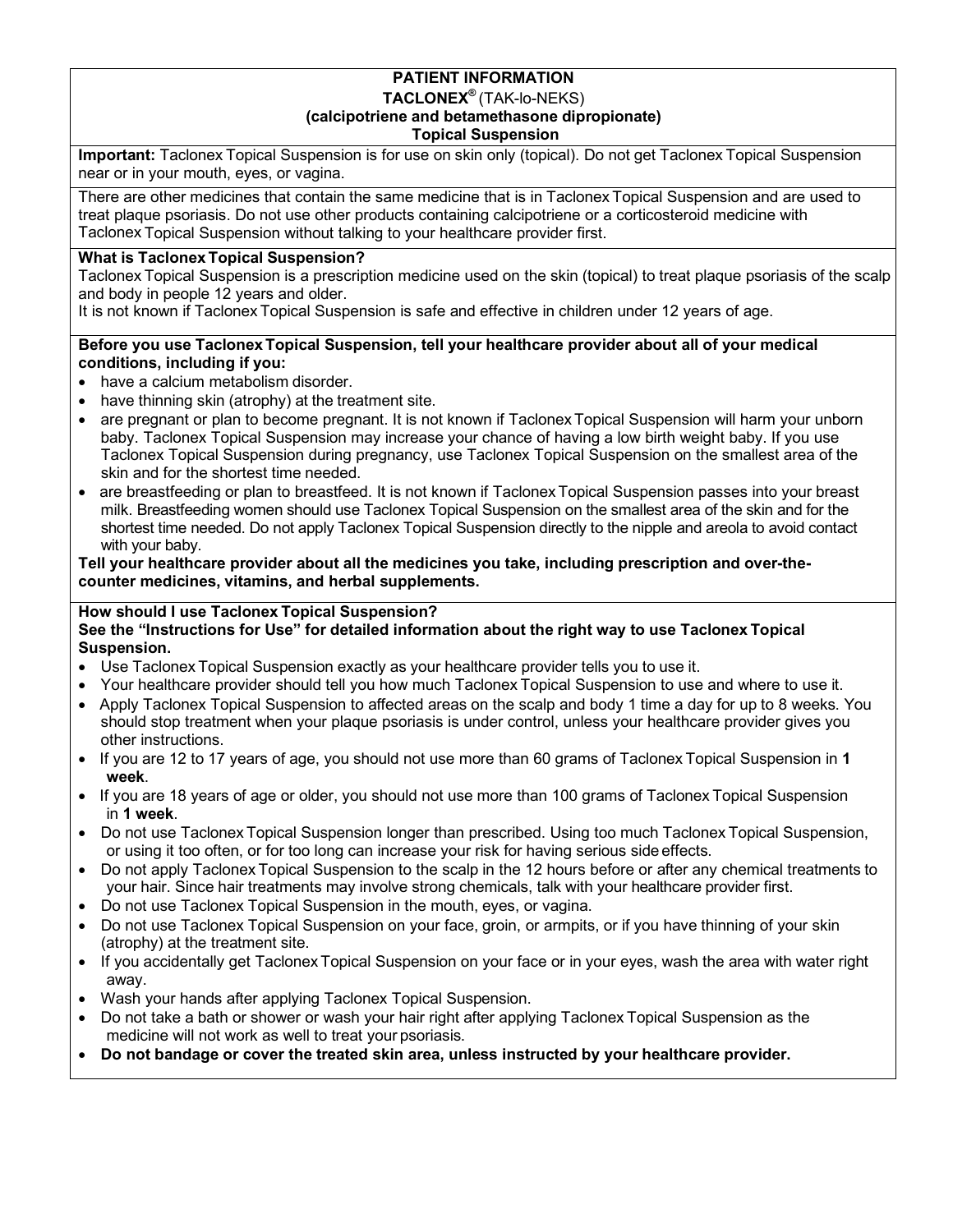# PATIENT INFORMATION

**TACLONEX®** (TAK-lo-NEKS)

**(calcipotriene and betamethasone dipropionate)**

**Topical Suspension**

**Important:** Taclonex Topical Suspension is for use on skin only (topical). Do not get Taclonex Topical Suspension near or in your mouth, eyes, or vagina.

There are other medicines that contain the same medicine that is in Taclonex Topical Suspension and are used to treat plaque psoriasis. Do not use other products containing calcipotriene or a corticosteroid medicine with Taclonex Topical Suspension without talking to your healthcare provider first.

**What is Taclonex Topical Suspension?**

Taclonex Topical Suspension is a prescription medicine used on the skin (topical) to treat plaque psoriasis of the scalp and body in people 12 years and older.

It is not known if Taclonex Topical Suspension is safe and effective in children under 12 years of age.

**Before you use Taclonex Topical Suspension, tell your healthcare provider about all of your medical conditions, including if you:**

- have a calcium metabolism disorder.
- have thinning skin (atrophy) at the treatment site.
- are pregnant or plan to become pregnant. It is not known if Taclonex Topical Suspension will harm your unborn baby. Taclonex Topical Suspension may increase your chance of having a low birth weight baby. If you use Taclonex Topical Suspension during pregnancy, use Taclonex Topical Suspension on the smallest area of the skin and for the shortest time needed.
- are breastfeeding or plan to breastfeed. It is not known if Taclonex Topical Suspension passes into your breast milk. Breastfeeding women should use Taclonex Topical Suspension on the smallest area of the skin and for the shortest time needed. Do not apply Taclonex Topical Suspension directly to the nipple and areola to avoid contact with your baby.

**Tell your healthcare provider about all the medicines you take, including prescription and over-the-counter medicines, vitamins, and herbal supplements.**

**How should I use Taclonex Topical Suspension?**

**See the "Instructions for Use" for detailed information about the right way to use Taclonex Topical Suspension.**

- Use Taclonex Topical Suspension exactly as your healthcare provider tells you to use it.
- Your healthcare provider should tell you how much Taclonex Topical Suspension to use and where to use it.
- Apply Taclonex Topical Suspension to affected areas on the scalp and body 1 time a day for up to 8 weeks. You should stop treatment when your plaque psoriasis is under control, unless your healthcare provider gives you other instructions.
- If you are 12 to 17 years of age, you should not use more than 60 grams of Taclonex Topical Suspension in **1 week**.
- If you are 18 years of age or older, you should not use more than 100 grams of Taclonex Topical Suspension in **1 week**.
- Do not use Taclonex Topical Suspension longer than prescribed. Using too much Taclonex Topical Suspension, or using it too often, or for too long can increase your risk for having serious side effects.
- Do not apply Taclonex Topical Suspension to the scalp in the 12 hours before or after any chemical treatments to your hair. Since hair treatments may involve strong chemicals, talk with your healthcare provider first.
- Do not use Taclonex Topical Suspension in the mouth, eyes, or vagina.
- Do not use Taclonex Topical Suspension on your face, groin, or armpits, or if you have thinning of your skin (atrophy) at the treatment site.
- If you accidentally get Taclonex Topical Suspension on your face or in your eyes, wash the area with water right away.
- Wash your hands after applying Taclonex Topical Suspension.
- Do not take a bath or shower or wash your hair right after applying Taclonex Topical Suspension as the medicine will not work as well to treat your psoriasis.
- **Do not bandage or cover the treated skin area, unless instructed by your healthcare provider.**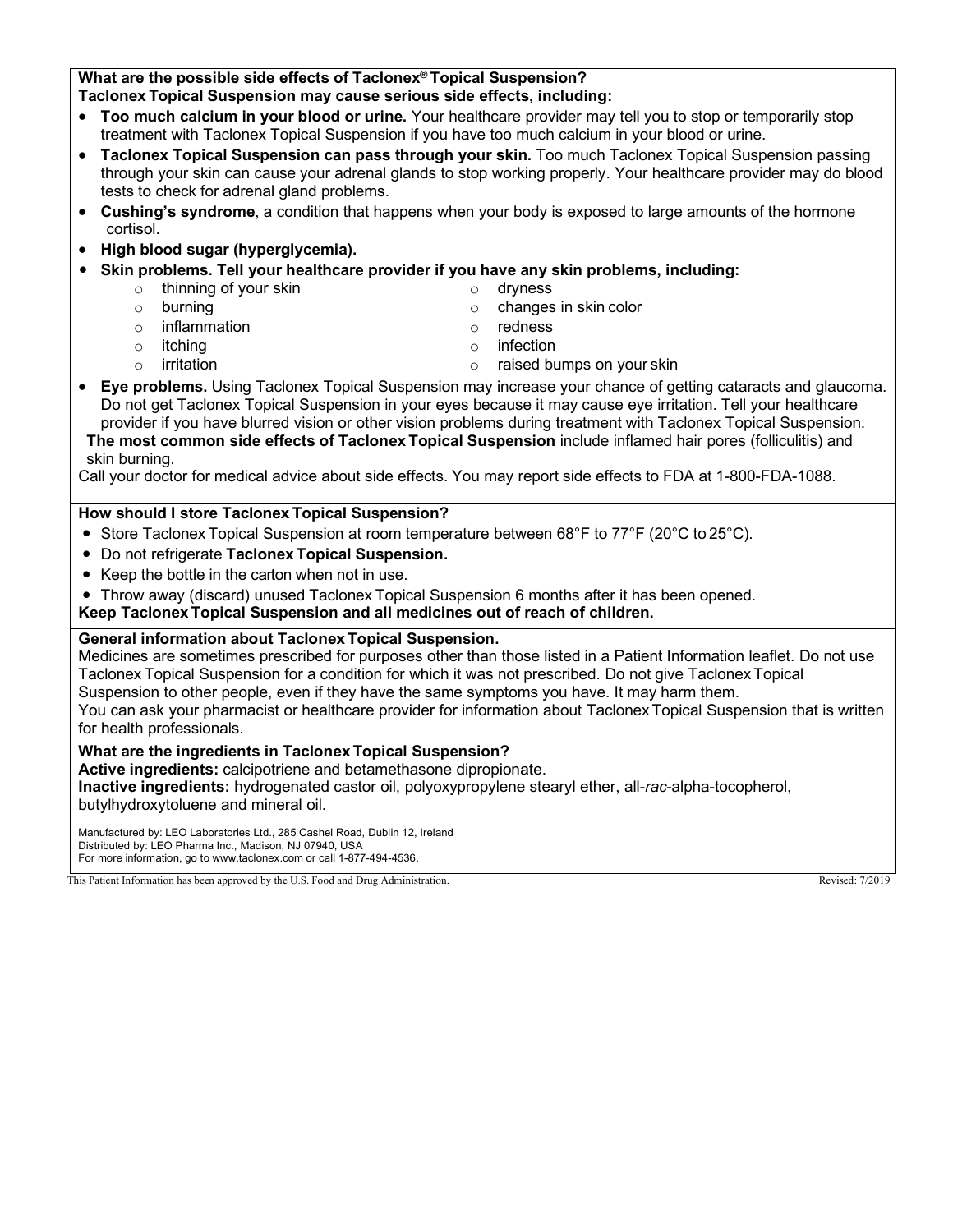**What are the possible side effects of Taclonex® Topical Suspension?**
**Taclonex Topical Suspension may cause serious side effects, including:**

- **Too much calcium in your blood or urine.** Your healthcare provider may tell you to stop or temporarily stop treatment with Taclonex Topical Suspension if you have too much calcium in your blood or urine.
- **Taclonex Topical Suspension can pass through your skin.** Too much Taclonex Topical Suspension passing through your skin can cause your adrenal glands to stop working properly. Your healthcare provider may do blood tests to check for adrenal gland problems.
- **Cushing's syndrome**, a condition that happens when your body is exposed to large amounts of the hormone cortisol.
- **High blood sugar (hyperglycemia).**
- **Skin problems. Tell your healthcare provider if you have any skin problems, including:**
    - thinning of your skin
    - burning
    - inflammation
    - itching
    - irritation
    - dryness
    - changes in skin color
    - redness
    - infection
    - raised bumps on your skin
- **Eye problems.** Using Taclonex Topical Suspension may increase your chance of getting cataracts and glaucoma. Do not get Taclonex Topical Suspension in your eyes because it may cause eye irritation. Tell your healthcare provider if you have blurred vision or other vision problems during treatment with Taclonex Topical Suspension.

**The most common side effects of Taclonex Topical Suspension** include inflamed hair pores (folliculitis) and skin burning.

Call your doctor for medical advice about side effects. You may report side effects to FDA at 1-800-FDA-1088.

**How should I store Taclonex Topical Suspension?**

- Store Taclonex Topical Suspension at room temperature between 68°F to 77°F (20°C to 25°C).
- Do not refrigerate **Taclonex Topical Suspension.**
- Keep the bottle in the carton when not in use.
- Throw away (discard) unused Taclonex Topical Suspension 6 months after it has been opened.

**Keep Taclonex Topical Suspension and all medicines out of reach of children.**

**General information about Taclonex Topical Suspension.**

Medicines are sometimes prescribed for purposes other than those listed in a Patient Information leaflet. Do not use Taclonex Topical Suspension for a condition for which it was not prescribed. Do not give Taclonex Topical Suspension to other people, even if they have the same symptoms you have. It may harm them.

You can ask your pharmacist or healthcare provider for information about Taclonex Topical Suspension that is written for health professionals.

**What are the ingredients in Taclonex Topical Suspension?**

**Active ingredients:** calcipotriene and betamethasone dipropionate.

**Inactive ingredients:** hydrogenated castor oil, polyoxypropylene stearyl ether, all-*rac*-alpha-tocopherol, butylhydroxytoluene and mineral oil.

Manufactured by: LEO Laboratories Ltd., 285 Cashel Road, Dublin 12, Ireland
Distributed by: LEO Pharma Inc., Madison, NJ 07940, USA
For more information, go to www.taclonex.com or call 1-877-494-4536.

This Patient Information has been approved by the U.S. Food and Drug Administration. Revised: 7/2019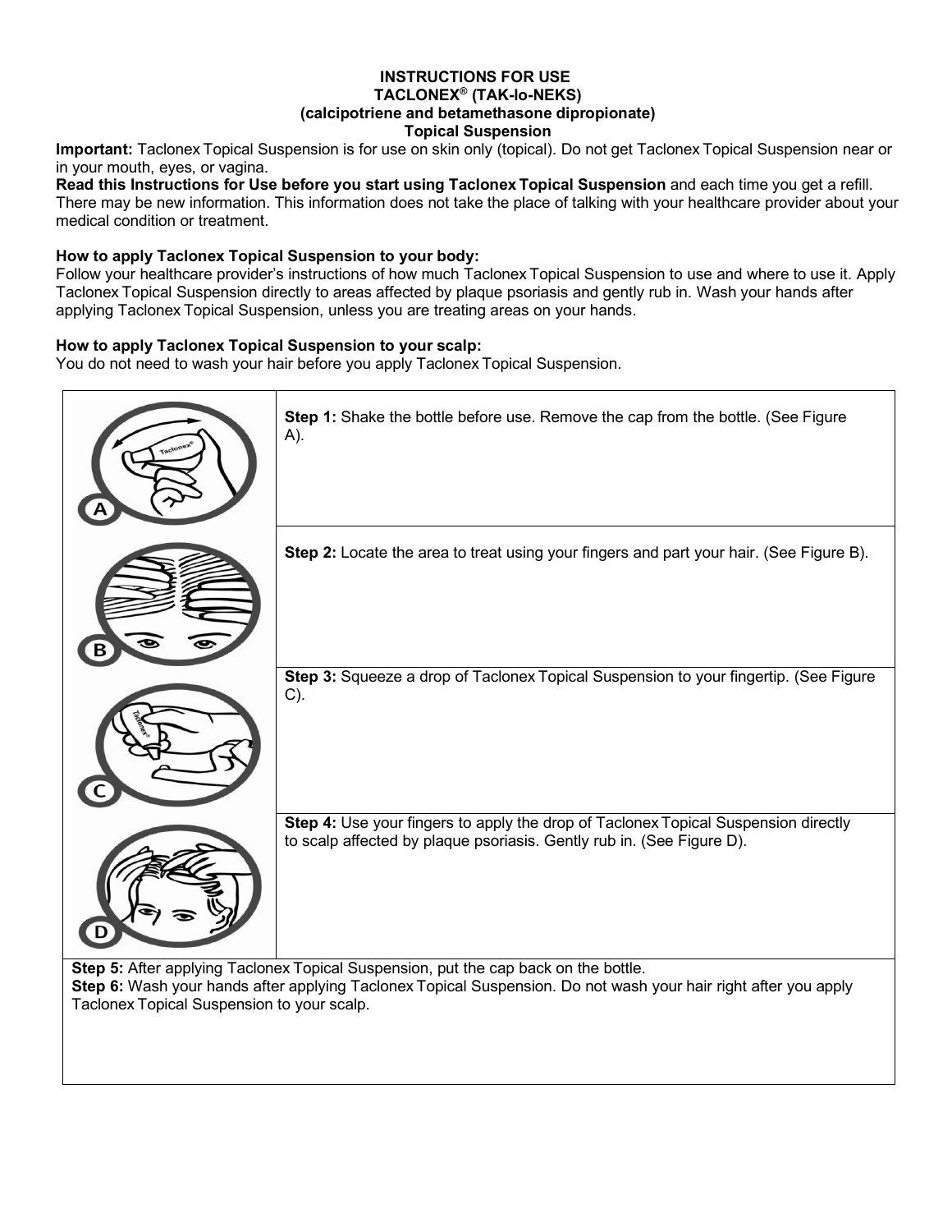# INSTRUCTIONS FOR USE
## TACLONEX® (TAK-lo-NEKS)
## (calcipotriene and betamethasone dipropionate)
## Topical Suspension

**Important:** Taclonex Topical Suspension is for use on skin only (topical). Do not get Taclonex Topical Suspension near or in your mouth, eyes, or vagina.

**Read this Instructions for Use before you start using Taclonex Topical Suspension** and each time you get a refill. There may be new information. This information does not take the place of talking with your healthcare provider about your medical condition or treatment.

**How to apply Taclonex Topical Suspension to your body:**

Follow your healthcare provider's instructions of how much Taclonex Topical Suspension to use and where to use it. Apply Taclonex Topical Suspension directly to areas affected by plaque psoriasis and gently rub in. Wash your hands after applying Taclonex Topical Suspension, unless you are treating areas on your hands.

**How to apply Taclonex Topical Suspension to your scalp:**

You do not need to wash your hair before you apply Taclonex Topical Suspension.

**Step 1:** Shake the bottle before use. Remove the cap from the bottle. (See Figure A).

**Step 2:** Locate the area to treat using your fingers and part your hair. (See Figure B).

**Step 3:** Squeeze a drop of Taclonex Topical Suspension to your fingertip. (See Figure C).

**Step 4:** Use your fingers to apply the drop of Taclonex Topical Suspension directly to scalp affected by plaque psoriasis. Gently rub in. (See Figure D).

**Step 5:** After applying Taclonex Topical Suspension, put the cap back on the bottle.

**Step 6:** Wash your hands after applying Taclonex Topical Suspension. Do not wash your hair right after you apply Taclonex Topical Suspension to your scalp.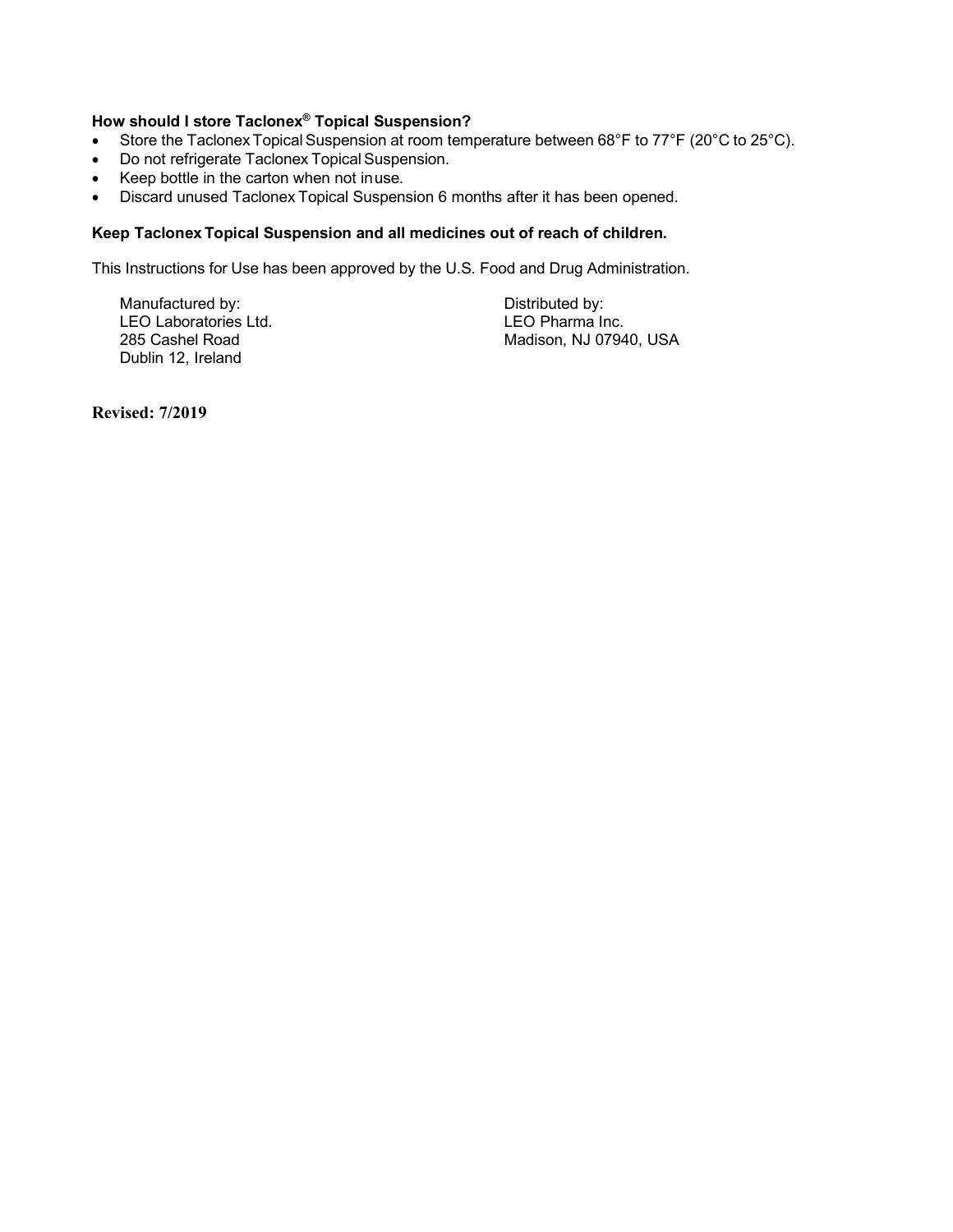### How should I store Taclonex® Topical Suspension?

- Store the Taclonex Topical Suspension at room temperature between 68°F to 77°F (20°C to 25°C).
- Do not refrigerate Taclonex Topical Suspension.
- Keep bottle in the carton when not in use.
- Discard unused Taclonex Topical Suspension 6 months after it has been opened.

**Keep Taclonex Topical Suspension and all medicines out of reach of children.**

This Instructions for Use has been approved by the U.S. Food and Drug Administration.

Manufactured by:
LEO Laboratories Ltd.
285 Cashel Road
Dublin 12, Ireland

Distributed by:
LEO Pharma Inc.
Madison, NJ 07940, USA

**Revised: 7/2019**